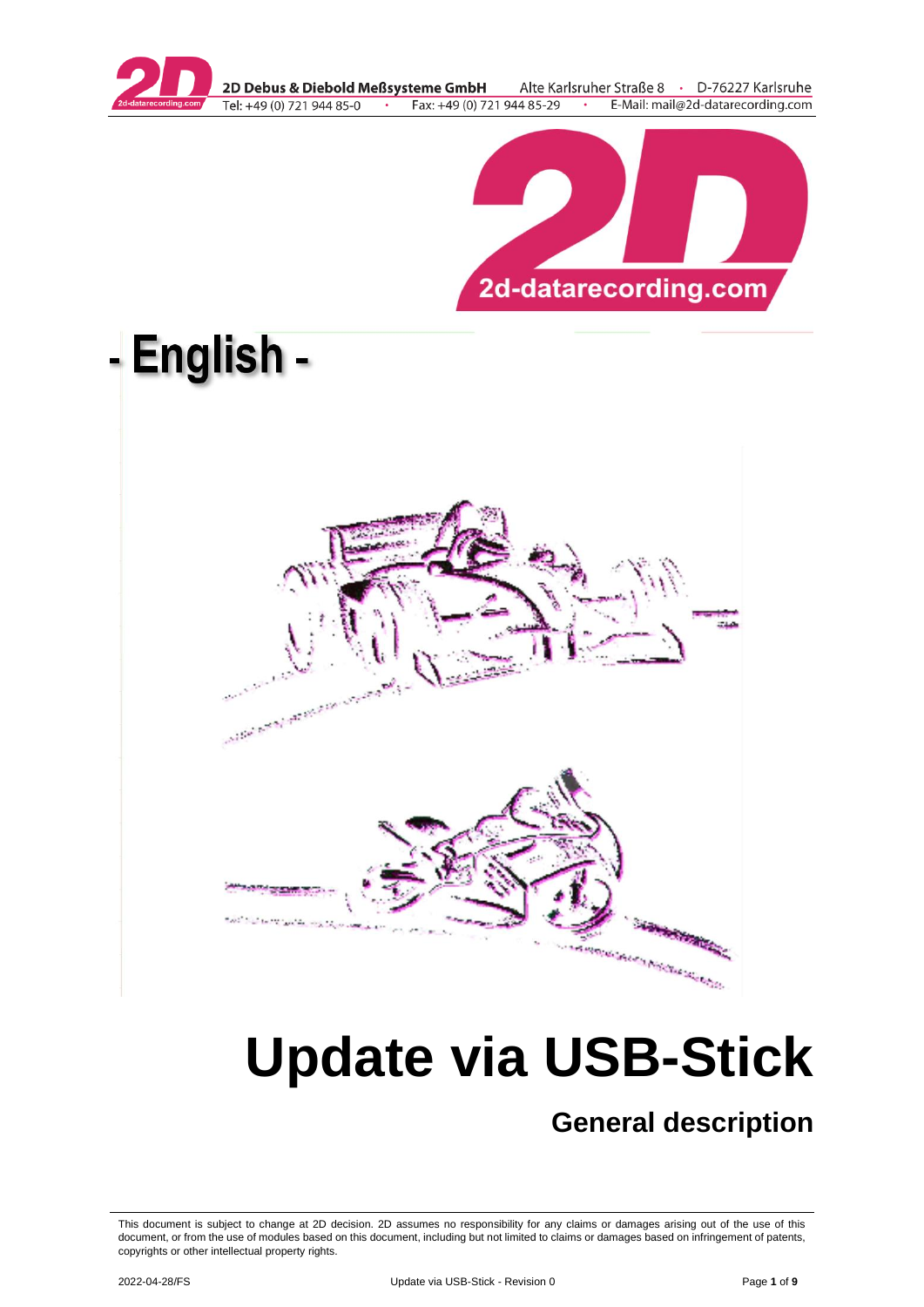- English -

# Update via USB-Stick

## General description

This document is subject to change at 2D decision. 2D assumes no responsibility for any claims or damages arising out of the use of this document, or from the use of modules based on this document, including but not limited to claims or damages based on infringement of patents, copyrights or other intellectual property rights.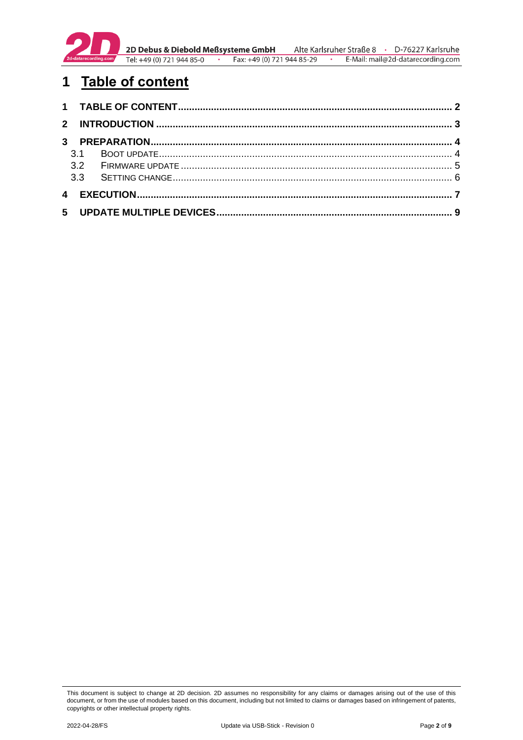# 1 Table of content

1 TABLE OF CONTENT .......... 2

2 INTRODUCTION .......... 3

3 PREPARATION .......... 4

- 3.1 BOOT UPDATE .......... 4
- 3.2 FIRMWARE UPDATE .......... 5
- 3.3 SETTING CHANGE .......... 6

4 EXECUTION .......... 7

5 UPDATE MULTIPLE DEVICES .......... 9

This document is subject to change at 2D decision. 2D assumes no responsibility for any claims or damages arising out of the use of this document, or from the use of modules based on this document, including but not limited to claims or damages based on infringement of patents, copyrights or other intellectual property rights.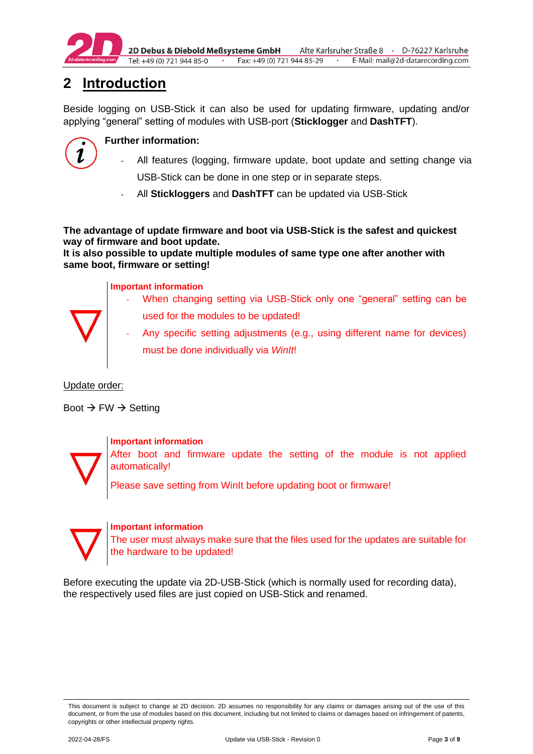# 2 Introduction

Beside logging on USB-Stick it can also be used for updating firmware, updating and/or applying “general” setting of modules with USB-port (**Sticklogger** and **DashTFT**).

**Further information:**

- All features (logging, firmware update, boot update and setting change via USB-Stick can be done in one step or in separate steps.
- All **Stickloggers** and **DashTFT** can be updated via USB-Stick

**The advantage of update firmware and boot via USB-Stick is the safest and quickest way of firmware and boot update.**
**It is also possible to update multiple modules of same type one after another with same boot, firmware or setting!**

**Important information**

- When changing setting via USB-Stick only one “general” setting can be used for the modules to be updated!
- Any specific setting adjustments (e.g., using different name for devices) must be done individually via *WinIt*!

Update order:

Boot → FW → Setting

**Important information**

After boot and firmware update the setting of the module is not applied automatically!

Please save setting from WinIt before updating boot or firmware!

**Important information**

The user must always make sure that the files used for the updates are suitable for the hardware to be updated!

Before executing the update via 2D-USB-Stick (which is normally used for recording data), the respectively used files are just copied on USB-Stick and renamed.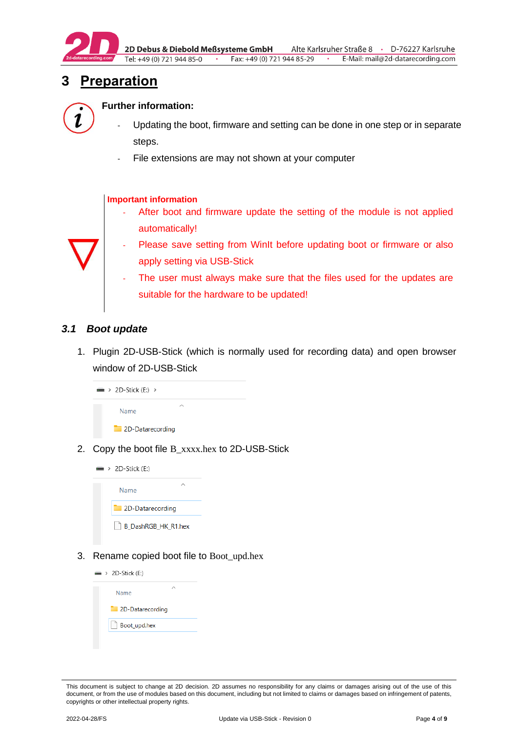# 3 Preparation

**Further information:**

- Updating the boot, firmware and setting can be done in one step or in separate steps.
- File extensions are may not shown at your computer

**Important information**

- After boot and firmware update the setting of the module is not applied automatically!
- Please save setting from WinIt before updating boot or firmware or also apply setting via USB-Stick
- The user must always make sure that the files used for the updates are suitable for the hardware to be updated!

## *3.1 Boot update*

1. Plugin 2D-USB-Stick (which is normally used for recording data) and open browser window of 2D-USB-Stick

   2D-Stick (E:) >

   Name

   2D-Datarecording

2. Copy the boot file B_xxxx.hex to 2D-USB-Stick

   2D-Stick (E:)

   Name

   2D-Datarecording

   B_DashRGB_HK_R1.hex

3. Rename copied boot file to Boot_upd.hex

   2D-Stick (E:)

   Name

   2D-Datarecording

   Boot_upd.hex

This document is subject to change at 2D decision. 2D assumes no responsibility for any claims or damages arising out of the use of this document, or from the use of modules based on this document, including but not limited to claims or damages based on infringement of patents, copyrights or other intellectual property rights.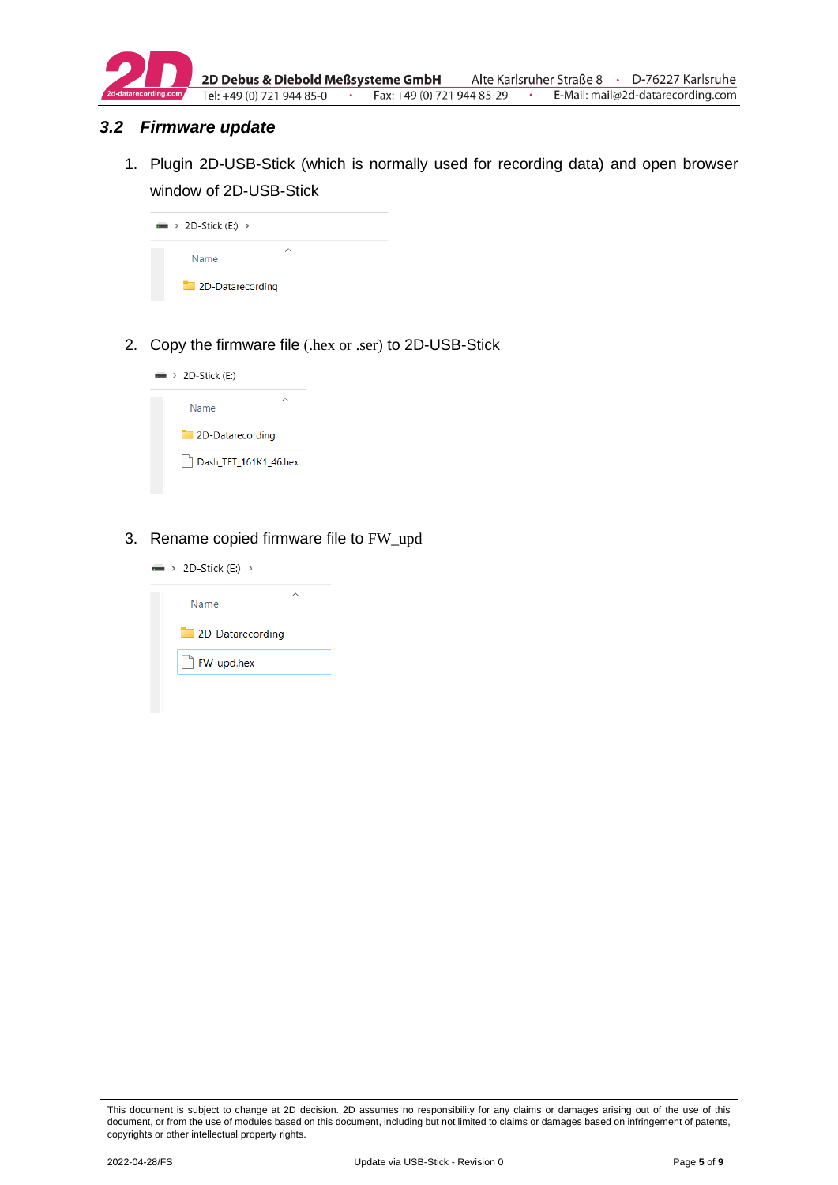### 3.2 *Firmware update*

1. Plugin 2D-USB-Stick (which is normally used for recording data) and open browser window of 2D-USB-Stick

   2D-Stick (E:) >

   Name

   2D-Datarecording

2. Copy the firmware file (.hex or .ser) to 2D-USB-Stick

   2D-Stick (E:)

   Name

   2D-Datarecording

   Dash_TFT_161K1_46.hex

3. Rename copied firmware file to FW_upd

   2D-Stick (E:) >

   Name

   2D-Datarecording

   FW_upd.hex

This document is subject to change at 2D decision. 2D assumes no responsibility for any claims or damages arising out of the use of this document, or from the use of modules based on this document, including but not limited to claims or damages based on infringement of patents, copyrights or other intellectual property rights.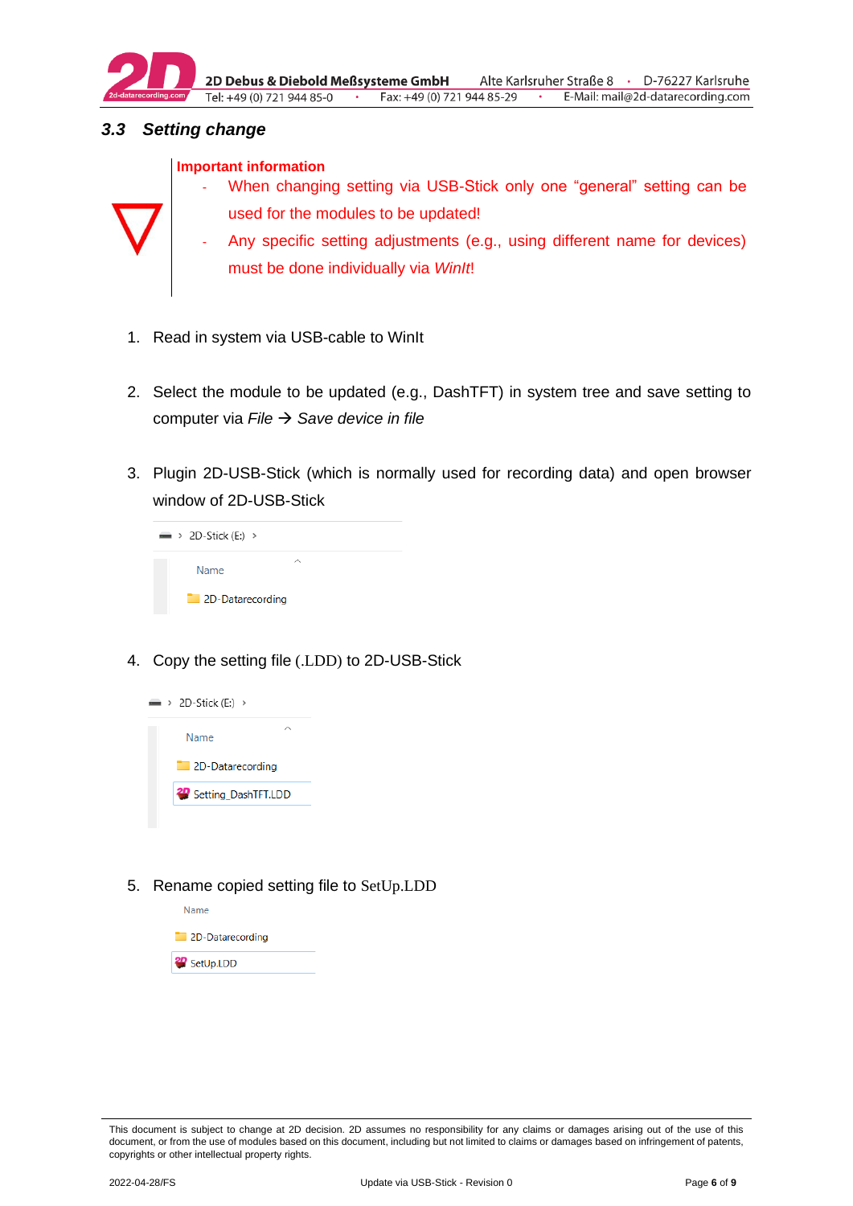### 3.3 Setting change

**Important information**

- When changing setting via USB-Stick only one "general" setting can be used for the modules to be updated!
- Any specific setting adjustments (e.g., using different name for devices) must be done individually via *WinIt*!

1. Read in system via USB-cable to WinIt

2. Select the module to be updated (e.g., DashTFT) in system tree and save setting to computer via *File → Save device in file*

3. Plugin 2D-USB-Stick (which is normally used for recording data) and open browser window of 2D-USB-Stick

   2D-Stick (E:) >

   Name

   2D-Datarecording

4. Copy the setting file (.LDD) to 2D-USB-Stick

   2D-Stick (E:) >

   Name

   2D-Datarecording

   Setting_DashTFT.LDD

5. Rename copied setting file to SetUp.LDD

   Name

   2D-Datarecording

   SetUp.LDD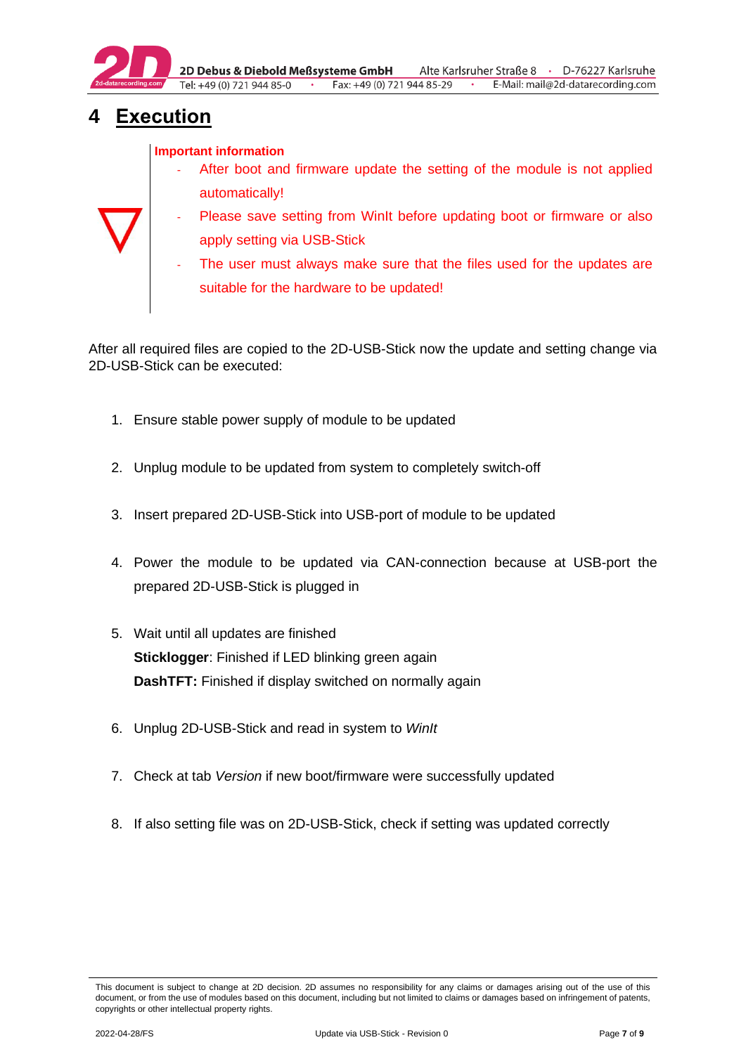# 4 Execution

**Important information**

- After boot and firmware update the setting of the module is not applied automatically!
- Please save setting from WinIt before updating boot or firmware or also apply setting via USB-Stick
- The user must always make sure that the files used for the updates are suitable for the hardware to be updated!

After all required files are copied to the 2D-USB-Stick now the update and setting change via 2D-USB-Stick can be executed:

1. Ensure stable power supply of module to be updated
2. Unplug module to be updated from system to completely switch-off
3. Insert prepared 2D-USB-Stick into USB-port of module to be updated
4. Power the module to be updated via CAN-connection because at USB-port the prepared 2D-USB-Stick is plugged in
5. Wait until all updates are finished
   **Sticklogger**: Finished if LED blinking green again
   **DashTFT:** Finished if display switched on normally again
6. Unplug 2D-USB-Stick and read in system to *WinIt*
7. Check at tab *Version* if new boot/firmware were successfully updated
8. If also setting file was on 2D-USB-Stick, check if setting was updated correctly

This document is subject to change at 2D decision. 2D assumes no responsibility for any claims or damages arising out of the use of this document, or from the use of modules based on this document, including but not limited to claims or damages based on infringement of patents, copyrights or other intellectual property rights.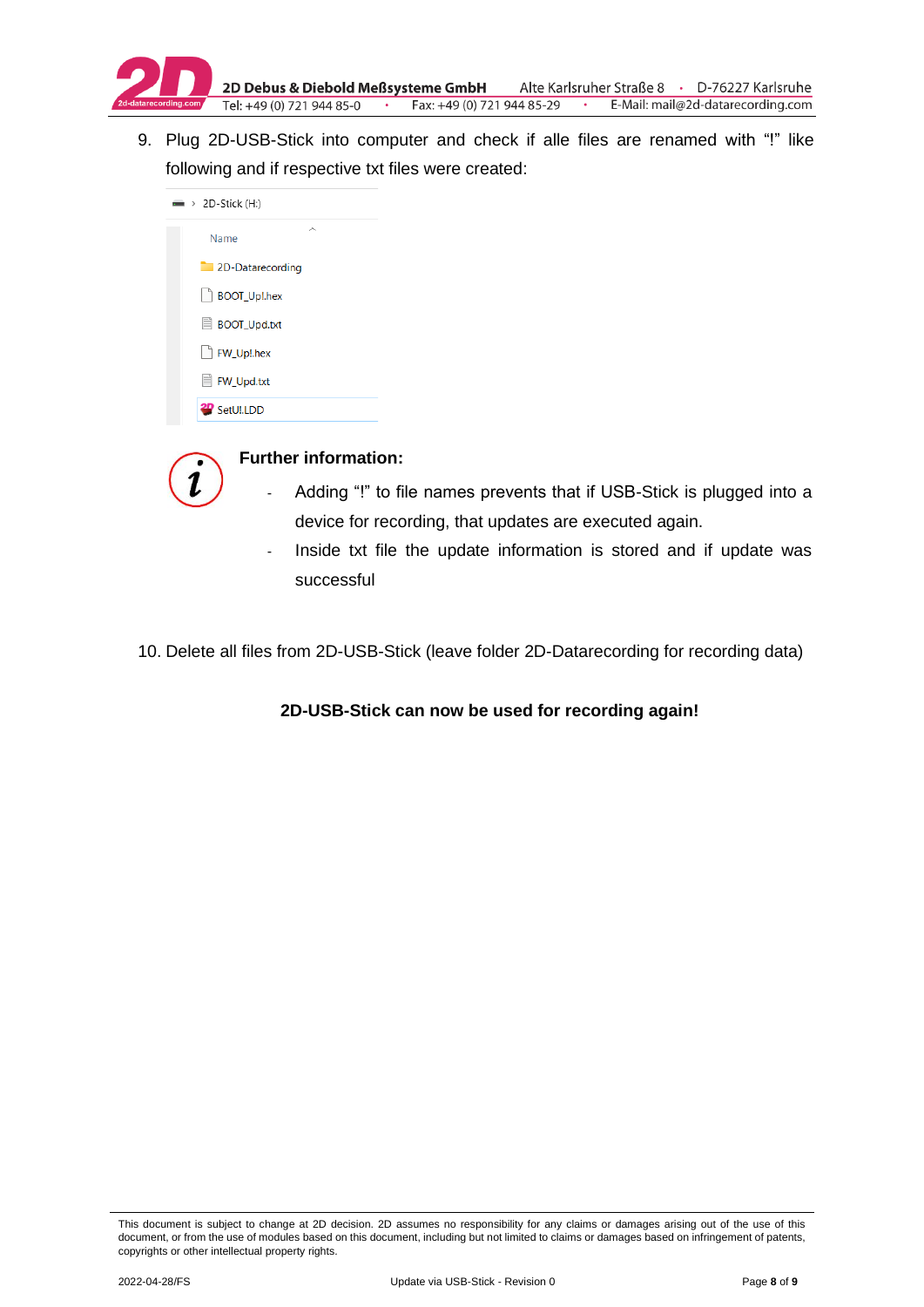9. Plug 2D-USB-Stick into computer and check if alle files are renamed with "!" like following and if respective txt files were created:

2D-Stick (H:)

| Name |
| --- |
| 2D-Datarecording |
| BOOT_Up!.hex |
| BOOT_Upd.txt |
| FW_Up!.hex |
| FW_Upd.txt |
| SetU!.LDD |

**Further information:**

- Adding "!" to file names prevents that if USB-Stick is plugged into a device for recording, that updates are executed again.
- Inside txt file the update information is stored and if update was successful

10. Delete all files from 2D-USB-Stick (leave folder 2D-Datarecording for recording data)

**2D-USB-Stick can now be used for recording again!**

This document is subject to change at 2D decision. 2D assumes no responsibility for any claims or damages arising out of the use of this document, or from the use of modules based on this document, including but not limited to claims or damages based on infringement of patents, copyrights or other intellectual property rights.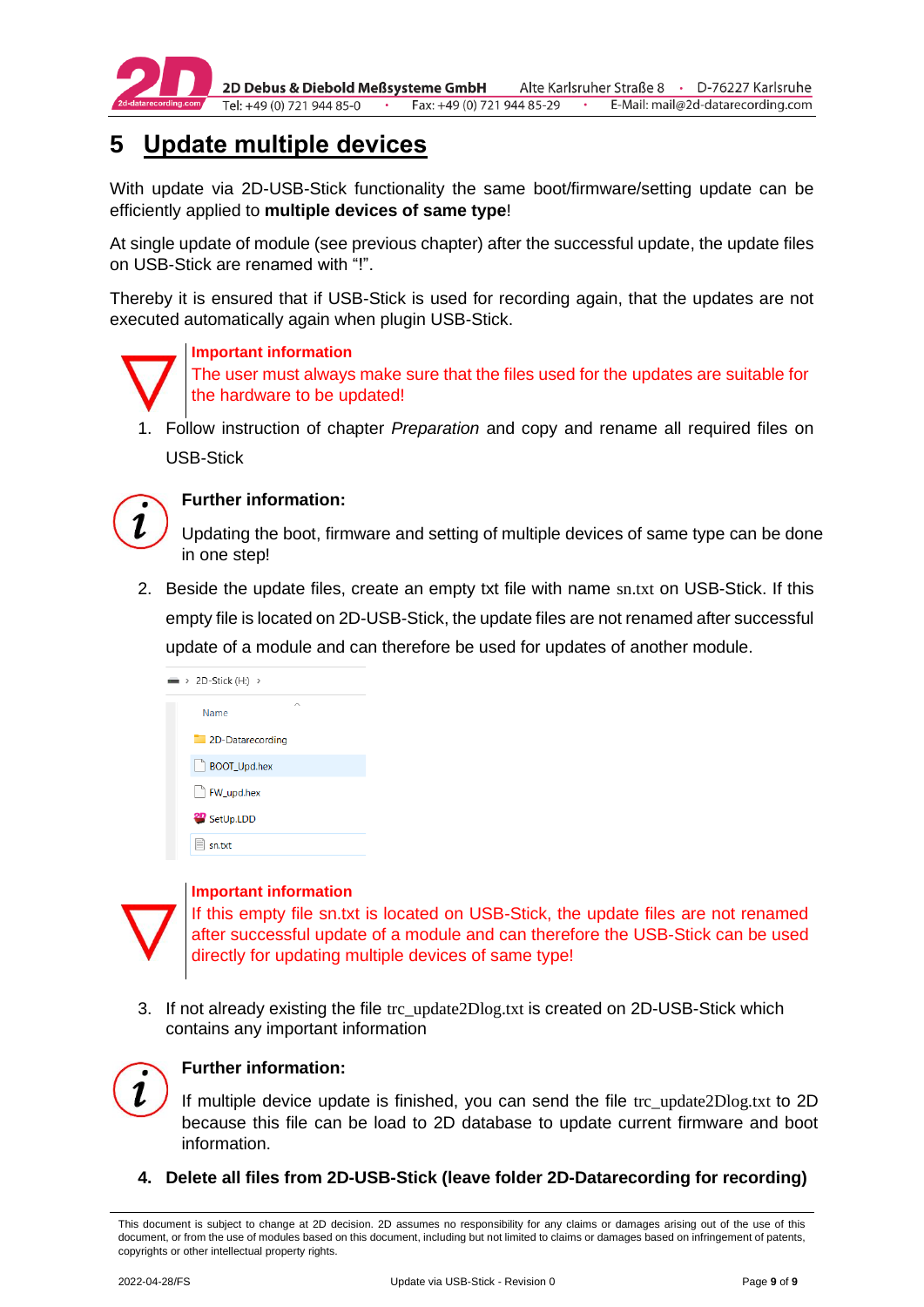# 5 Update multiple devices

With update via 2D-USB-Stick functionality the same boot/firmware/setting update can be efficiently applied to **multiple devices of same type**!

At single update of module (see previous chapter) after the successful update, the update files on USB-Stick are renamed with "!".

Thereby it is ensured that if USB-Stick is used for recording again, that the updates are not executed automatically again when plugin USB-Stick.

**Important information**
The user must always make sure that the files used for the updates are suitable for the hardware to be updated!

1. Follow instruction of chapter *Preparation* and copy and rename all required files on USB-Stick

**Further information:**

Updating the boot, firmware and setting of multiple devices of same type can be done in one step!

2. Beside the update files, create an empty txt file with name sn.txt on USB-Stick. If this empty file is located on 2D-USB-Stick, the update files are not renamed after successful update of a module and can therefore be used for updates of another module.

2D-Stick (H:) >

Name
2D-Datarecording
BOOT_Upd.hex
FW_upd.hex
SetUp.LDD
sn.txt

**Important information**
If this empty file sn.txt is located on USB-Stick, the update files are not renamed after successful update of a module and can therefore the USB-Stick can be used directly for updating multiple devices of same type!

3. If not already existing the file trc_update2Dlog.txt is created on 2D-USB-Stick which contains any important information

**Further information:**

If multiple device update is finished, you can send the file trc_update2Dlog.txt to 2D because this file can be load to 2D database to update current firmware and boot information.

4. **Delete all files from 2D-USB-Stick (leave folder 2D-Datarecording for recording)**

This document is subject to change at 2D decision. 2D assumes no responsibility for any claims or damages arising out of the use of this document, or from the use of modules based on this document, including but not limited to claims or damages based on infringement of patents, copyrights or other intellectual property rights.